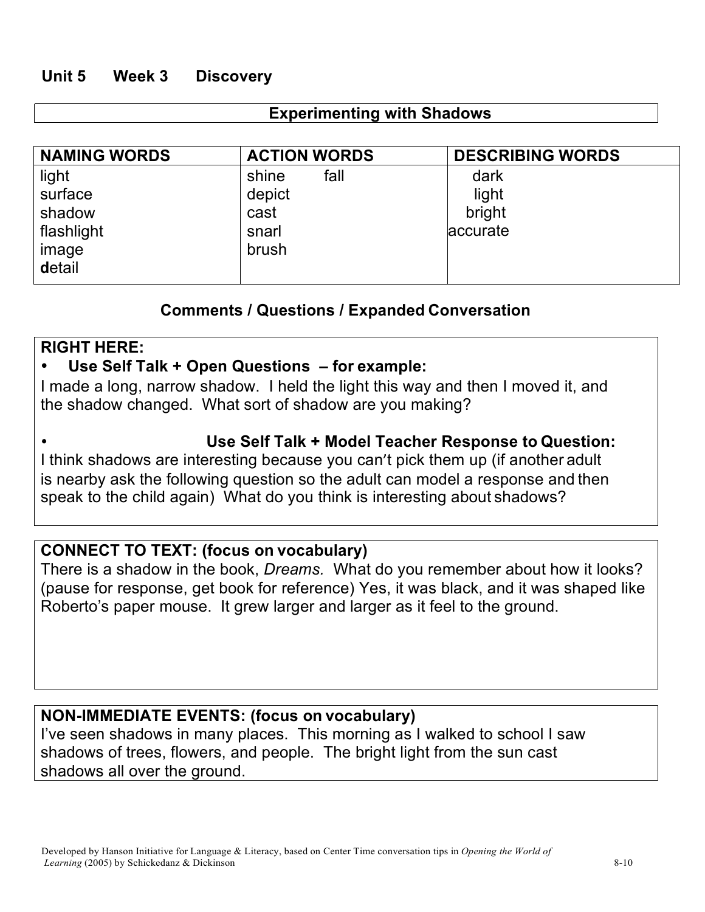## Unit 5 Week 3 Discovery

### Experimenting with Shadows

| NAMING WORDS | ACTION WORDS | DESCRIBING WORDS |
|---|---|---|
| light | shine fall | dark |
| surface | depict | light |
| shadow | cast | bright |
| flashlight | snarl | accurate |
| image | brush | |
| detail | | |

### Comments / Questions / Expanded Conversation

**RIGHT HERE:**

- **Use Self Talk + Open Questions – for example:**

I made a long, narrow shadow. I held the light this way and then I moved it, and the shadow changed. What sort of shadow are you making?

- **Use Self Talk + Model Teacher Response to Question:**

I think shadows are interesting because you can't pick them up (if another adult is nearby ask the following question so the adult can model a response and then speak to the child again) What do you think is interesting about shadows?

**CONNECT TO TEXT: (focus on vocabulary)**

There is a shadow in the book, *Dreams.* What do you remember about how it looks? (pause for response, get book for reference) Yes, it was black, and it was shaped like Roberto's paper mouse. It grew larger and larger as it feel to the ground.

**NON-IMMEDIATE EVENTS: (focus on vocabulary)**

I've seen shadows in many places. This morning as I walked to school I saw shadows of trees, flowers, and people. The bright light from the sun cast shadows all over the ground.

Developed by Hanson Initiative for Language & Literacy, based on Center Time conversation tips in *Opening the World of Learning* (2005) by Schickedanz & Dickinson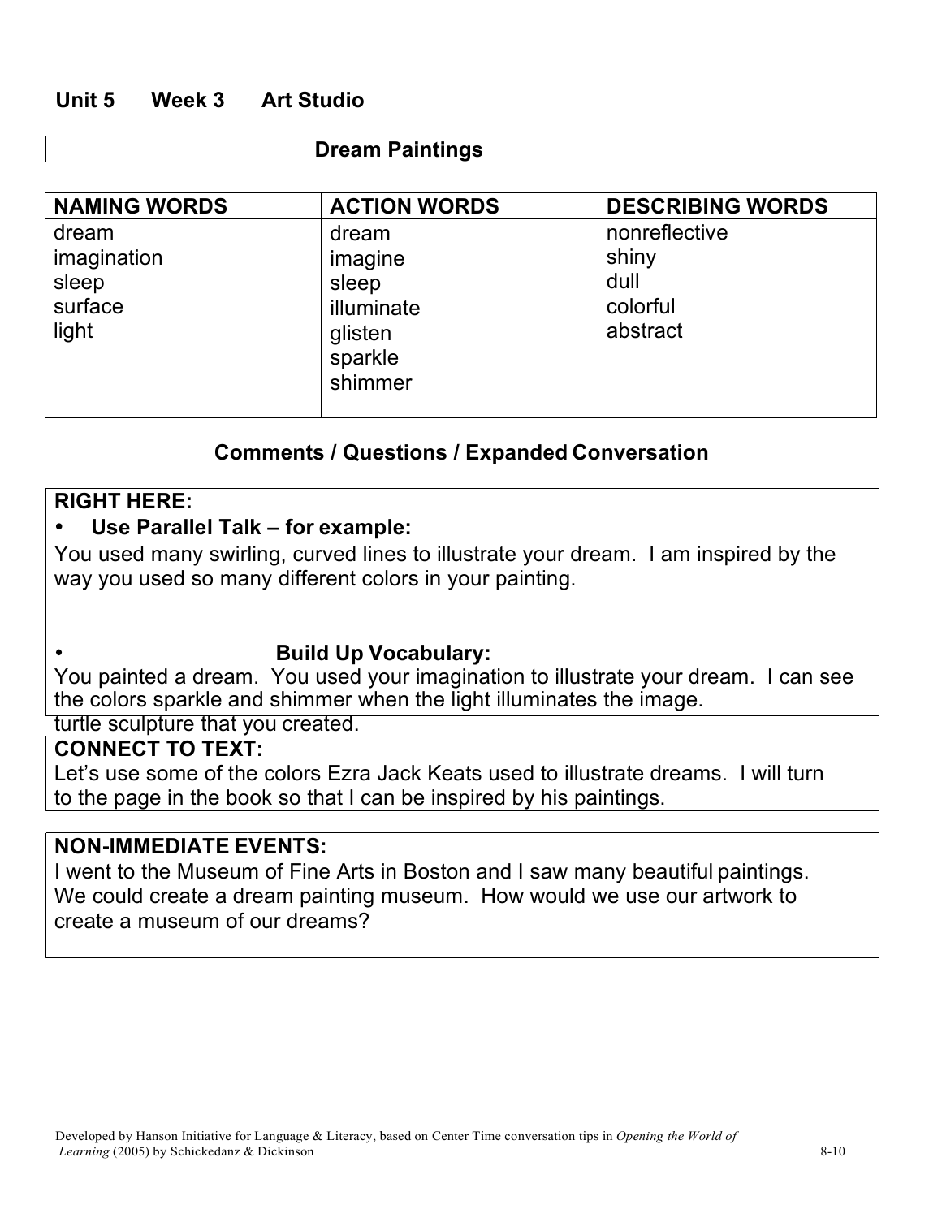## Unit 5 Week 3 Art Studio

### Dream Paintings

| NAMING WORDS | ACTION WORDS | DESCRIBING WORDS |
| --- | --- | --- |
| dream<br>imagination<br>sleep<br>surface<br>light | dream<br>imagine<br>sleep<br>illuminate<br>glisten<br>sparkle<br>shimmer | nonreflective<br>shiny<br>dull<br>colorful<br>abstract |

### Comments / Questions / Expanded Conversation

**RIGHT HERE:**

- **Use Parallel Talk – for example:**

You used many swirling, curved lines to illustrate your dream. I am inspired by the way you used so many different colors in your painting.

- **Build Up Vocabulary:**

You painted a dream. You used your imagination to illustrate your dream. I can see the colors sparkle and shimmer when the light illuminates the image.

turtle sculpture that you created.

**CONNECT TO TEXT:**

Let's use some of the colors Ezra Jack Keats used to illustrate dreams. I will turn to the page in the book so that I can be inspired by his paintings.

**NON-IMMEDIATE EVENTS:**

I went to the Museum of Fine Arts in Boston and I saw many beautiful paintings. We could create a dream painting museum. How would we use our artwork to create a museum of our dreams?

Developed by Hanson Initiative for Language & Literacy, based on Center Time conversation tips in *Opening the World of Learning* (2005) by Schickedanz & Dickinson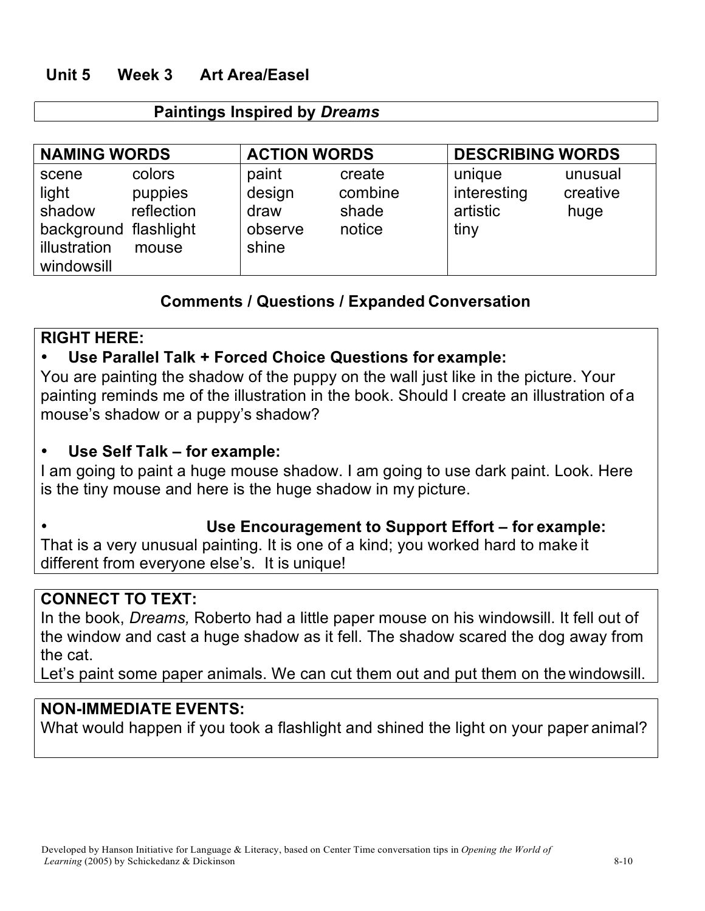## Unit 5 Week 3 Art Area/Easel

### Paintings Inspired by *Dreams*

| NAMING WORDS | | ACTION WORDS | | DESCRIBING WORDS | |
|---|---|---|---|---|---|
| scene | colors | paint | create | unique | unusual |
| light | puppies | design | combine | interesting | creative |
| shadow | reflection | draw | shade | artistic | huge |
| background | flashlight | observe | notice | tiny | |
| illustration | mouse | shine | | | |
| windowsill | | | | | |

### Comments / Questions / Expanded Conversation

**RIGHT HERE:**

- **Use Parallel Talk + Forced Choice Questions for example:**

You are painting the shadow of the puppy on the wall just like in the picture. Your painting reminds me of the illustration in the book. Should I create an illustration of a mouse's shadow or a puppy's shadow?

- **Use Self Talk – for example:**

I am going to paint a huge mouse shadow. I am going to use dark paint. Look. Here is the tiny mouse and here is the huge shadow in my picture.

- **Use Encouragement to Support Effort – for example:**

That is a very unusual painting. It is one of a kind; you worked hard to make it different from everyone else's. It is unique!

**CONNECT TO TEXT:**

In the book, *Dreams,* Roberto had a little paper mouse on his windowsill. It fell out of the window and cast a huge shadow as it fell. The shadow scared the dog away from the cat.

Let's paint some paper animals. We can cut them out and put them on the windowsill.

**NON-IMMEDIATE EVENTS:**

What would happen if you took a flashlight and shined the light on your paper animal?

Developed by Hanson Initiative for Language & Literacy, based on Center Time conversation tips in *Opening the World of Learning* (2005) by Schickedanz & Dickinson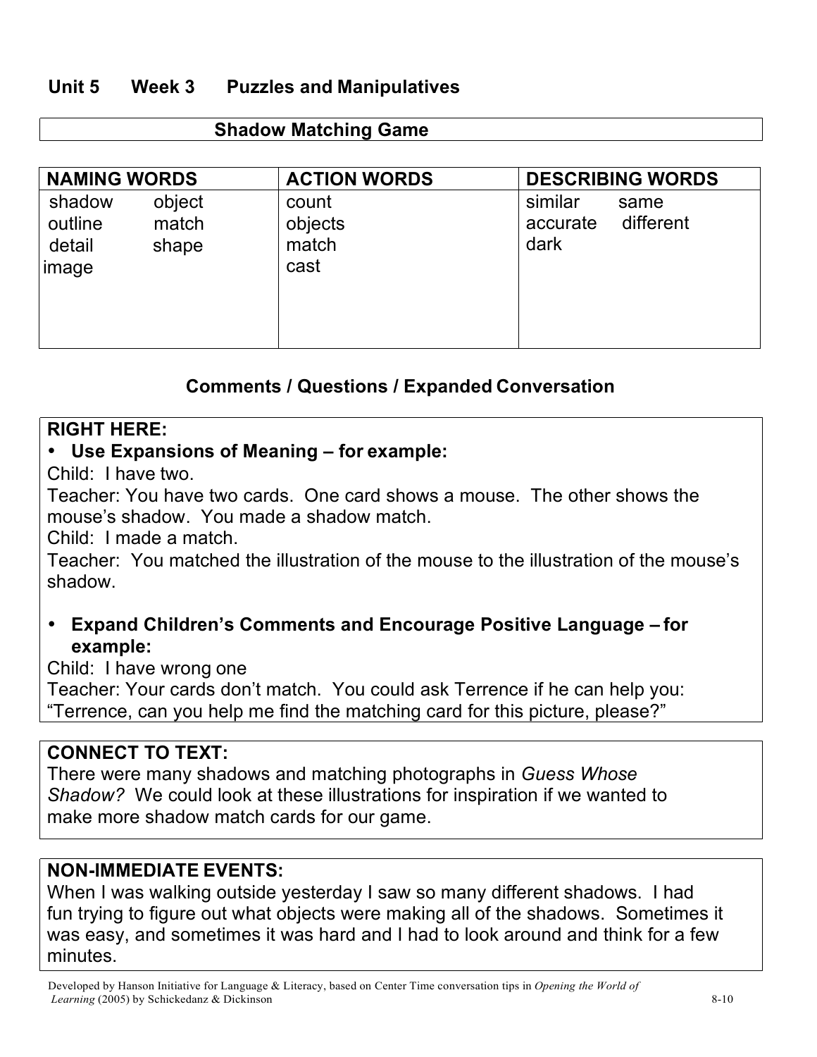## Unit 5 Week 3 Puzzles and Manipulatives

### Shadow Matching Game

| NAMING WORDS | | ACTION WORDS | DESCRIBING WORDS | |
|---|---|---|---|---|
| shadow | object | count | similar | same |
| outline | match | objects | accurate | different |
| detail | shape | match | dark | |
| image | | cast | | |

### Comments / Questions / Expanded Conversation

**RIGHT HERE:**

- **Use Expansions of Meaning – for example:**

Child: I have two.
Teacher: You have two cards. One card shows a mouse. The other shows the mouse's shadow. You made a shadow match.
Child: I made a match.
Teacher: You matched the illustration of the mouse to the illustration of the mouse's shadow.

- **Expand Children's Comments and Encourage Positive Language – for example:**

Child: I have wrong one
Teacher: Your cards don't match. You could ask Terrence if he can help you: "Terrence, can you help me find the matching card for this picture, please?"

**CONNECT TO TEXT:**
There were many shadows and matching photographs in *Guess Whose Shadow?* We could look at these illustrations for inspiration if we wanted to make more shadow match cards for our game.

**NON-IMMEDIATE EVENTS:**
When I was walking outside yesterday I saw so many different shadows. I had fun trying to figure out what objects were making all of the shadows. Sometimes it was easy, and sometimes it was hard and I had to look around and think for a few minutes.

Developed by Hanson Initiative for Language & Literacy, based on Center Time conversation tips in *Opening the World of Learning* (2005) by Schickedanz & Dickinson 8-10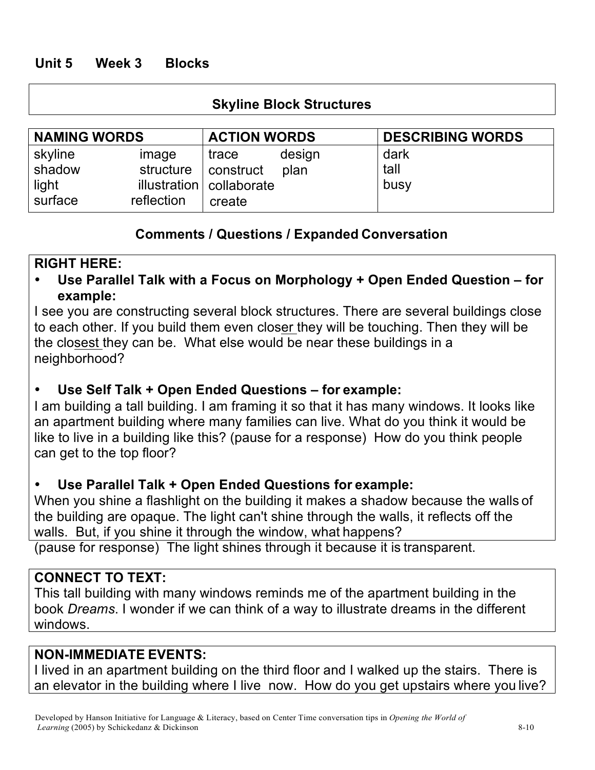## Unit 5 Week 3 Blocks

### Skyline Block Structures

| NAMING WORDS | | ACTION WORDS | | DESCRIBING WORDS |
|---|---|---|---|---|
| skyline | image | trace | design | dark |
| shadow | structure | construct | plan | tall |
| light | illustration | collaborate | | busy |
| surface | reflection | create | | |

### Comments / Questions / Expanded Conversation

**RIGHT HERE:**

- **Use Parallel Talk with a Focus on Morphology + Open Ended Question – for example:**

I see you are constructing several block structures. There are several buildings close to each other. If you build them even closer they will be touching. Then they will be the closest they can be. What else would be near these buildings in a neighborhood?

- **Use Self Talk + Open Ended Questions – for example:**

I am building a tall building. I am framing it so that it has many windows. It looks like an apartment building where many families can live. What do you think it would be like to live in a building like this? (pause for a response) How do you think people can get to the top floor?

- **Use Parallel Talk + Open Ended Questions for example:**

When you shine a flashlight on the building it makes a shadow because the walls of the building are opaque. The light can't shine through the walls, it reflects off the walls. But, if you shine it through the window, what happens?
(pause for response) The light shines through it because it is transparent.

**CONNECT TO TEXT:**

This tall building with many windows reminds me of the apartment building in the book *Dreams*. I wonder if we can think of a way to illustrate dreams in the different windows.

**NON-IMMEDIATE EVENTS:**

I lived in an apartment building on the third floor and I walked up the stairs. There is an elevator in the building where I live now. How do you get upstairs where you live?

Developed by Hanson Initiative for Language & Literacy, based on Center Time conversation tips in *Opening the World of Learning* (2005) by Schickedanz & Dickinson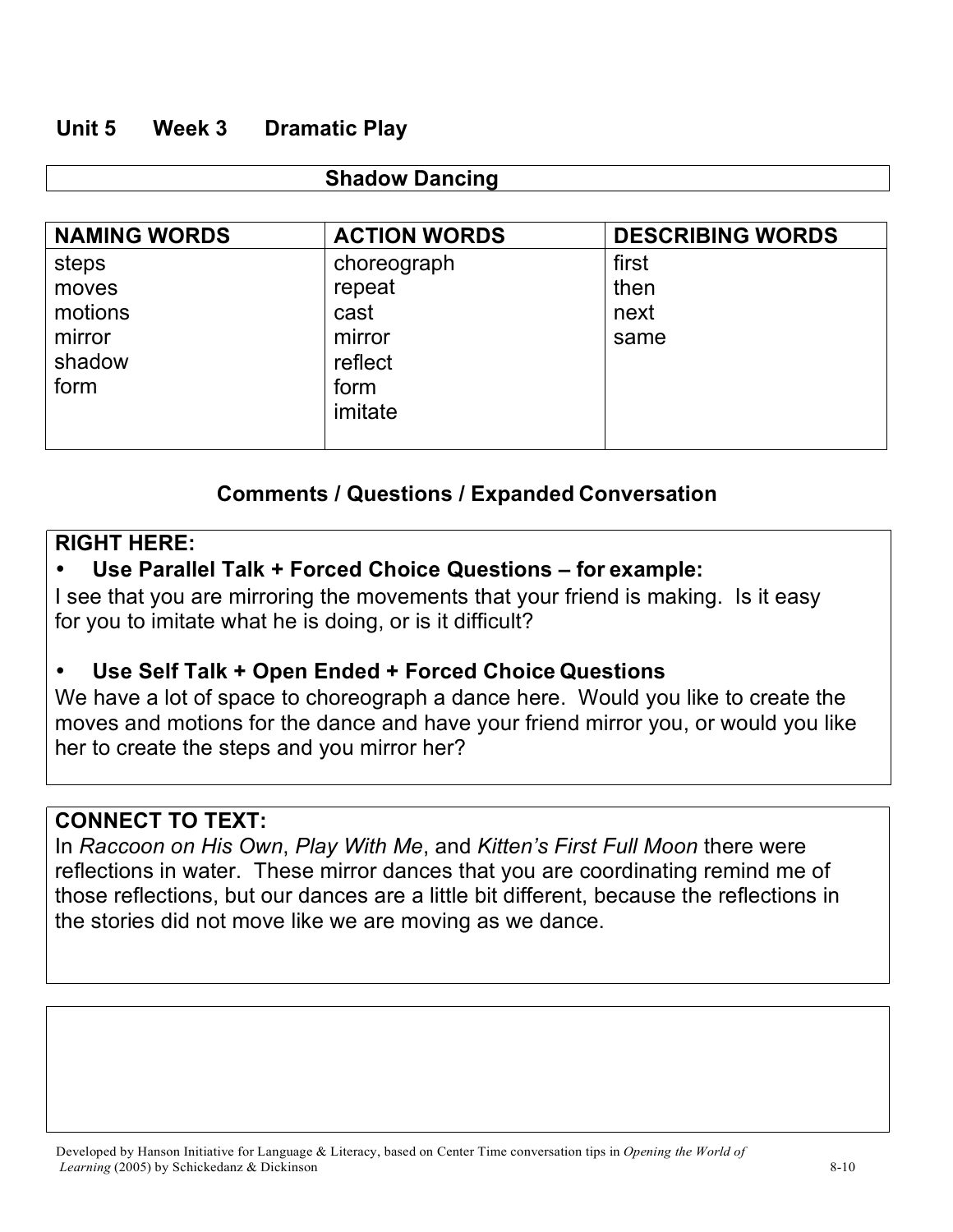## Unit 5 Week 3 Dramatic Play

### Shadow Dancing

| NAMING WORDS | ACTION WORDS | DESCRIBING WORDS |
|---|---|---|
| steps<br>moves<br>motions<br>mirror<br>shadow<br>form | choreograph<br>repeat<br>cast<br>mirror<br>reflect<br>form<br>imitate | first<br>then<br>next<br>same |

### Comments / Questions / Expanded Conversation

**RIGHT HERE:**

- **Use Parallel Talk + Forced Choice Questions – for example:**

I see that you are mirroring the movements that your friend is making. Is it easy for you to imitate what he is doing, or is it difficult?

- **Use Self Talk + Open Ended + Forced Choice Questions**

We have a lot of space to choreograph a dance here. Would you like to create the moves and motions for the dance and have your friend mirror you, or would you like her to create the steps and you mirror her?

**CONNECT TO TEXT:**

In *Raccoon on His Own*, *Play With Me*, and *Kitten's First Full Moon* there were reflections in water. These mirror dances that you are coordinating remind me of those reflections, but our dances are a little bit different, because the reflections in the stories did not move like we are moving as we dance.

Developed by Hanson Initiative for Language & Literacy, based on Center Time conversation tips in *Opening the World of Learning* (2005) by Schickedanz & Dickinson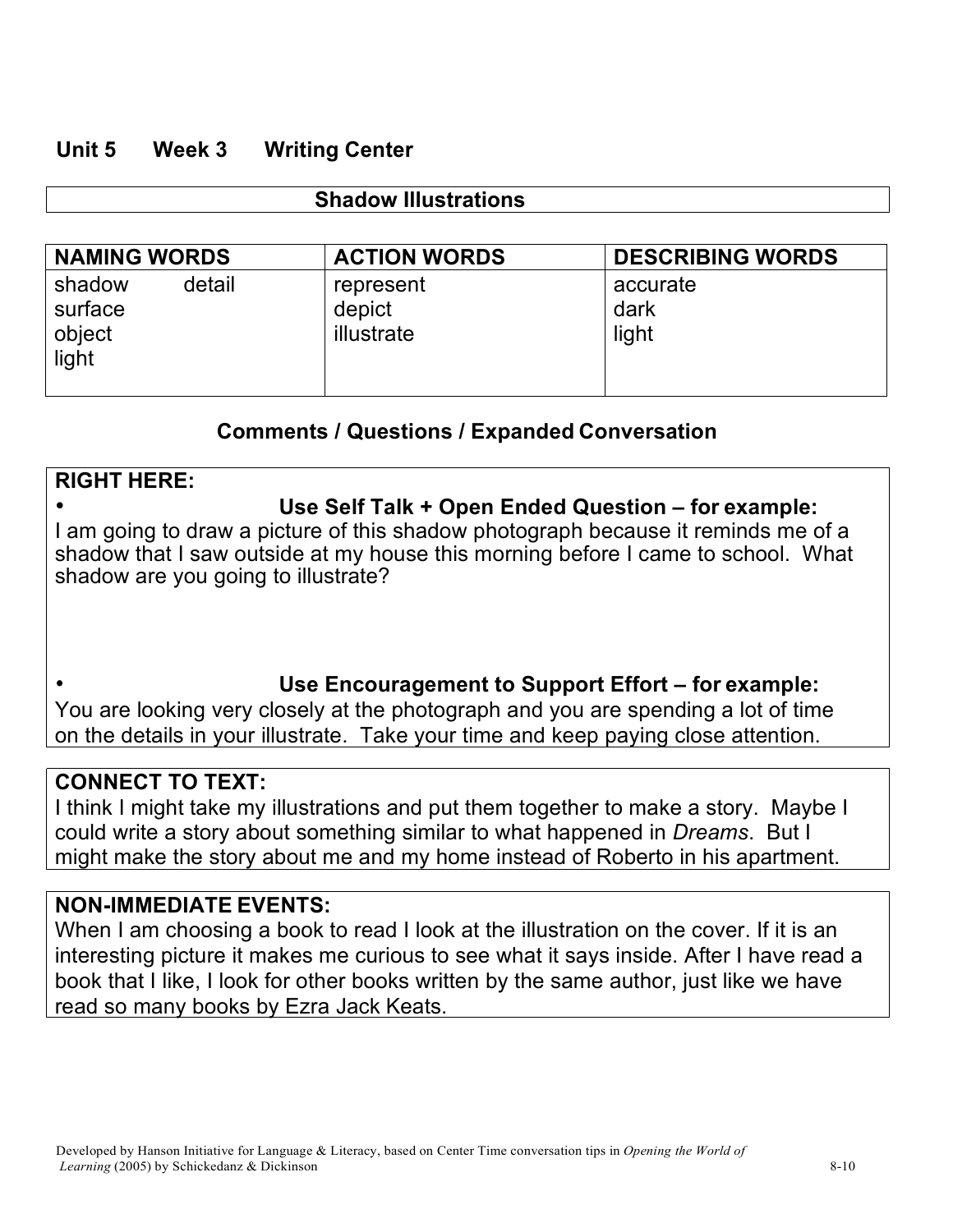## Unit 5 Week 3 Writing Center

### Shadow Illustrations

| NAMING WORDS | ACTION WORDS | DESCRIBING WORDS |
| --- | --- | --- |
| shadow detail<br>surface<br>object<br>light | represent<br>depict<br>illustrate | accurate<br>dark<br>light |

### Comments / Questions / Expanded Conversation

**RIGHT HERE:**

- **Use Self Talk + Open Ended Question – for example:**

I am going to draw a picture of this shadow photograph because it reminds me of a shadow that I saw outside at my house this morning before I came to school. What shadow are you going to illustrate?

- **Use Encouragement to Support Effort – for example:**

You are looking very closely at the photograph and you are spending a lot of time on the details in your illustrate. Take your time and keep paying close attention.

**CONNECT TO TEXT:**

I think I might take my illustrations and put them together to make a story. Maybe I could write a story about something similar to what happened in *Dreams*. But I might make the story about me and my home instead of Roberto in his apartment.

**NON-IMMEDIATE EVENTS:**

When I am choosing a book to read I look at the illustration on the cover. If it is an interesting picture it makes me curious to see what it says inside. After I have read a book that I like, I look for other books written by the same author, just like we have read so many books by Ezra Jack Keats.

Developed by Hanson Initiative for Language & Literacy, based on Center Time conversation tips in *Opening the World of Learning* (2005) by Schickedanz & Dickinson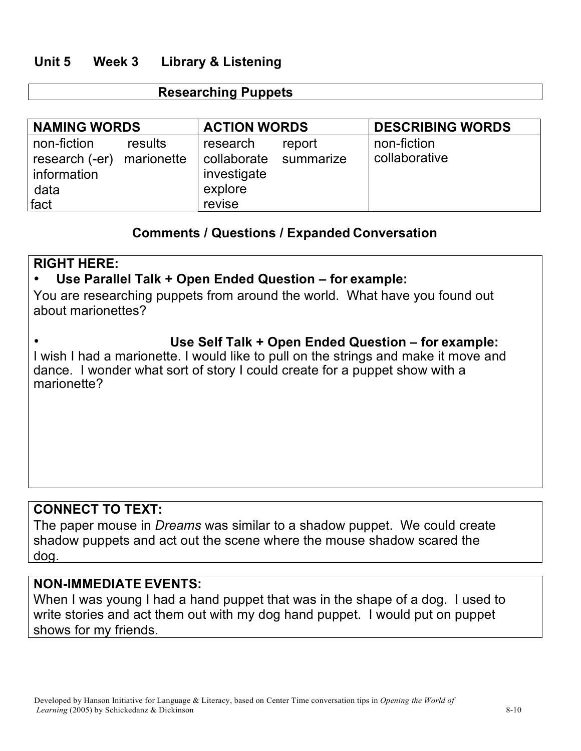## Unit 5 Week 3 Library & Listening

### Researching Puppets

| NAMING WORDS | | ACTION WORDS | | DESCRIBING WORDS |
|---|---|---|---|---|
| non-fiction | results | research | report | non-fiction |
| research (-er) | marionette | collaborate | summarize | collaborative |
| information | | investigate | | |
| data | | explore | | |
| fact | | revise | | |

### Comments / Questions / Expanded Conversation

**RIGHT HERE:**

- **Use Parallel Talk + Open Ended Question – for example:**

You are researching puppets from around the world. What have you found out about marionettes?

- **Use Self Talk + Open Ended Question – for example:**

I wish I had a marionette. I would like to pull on the strings and make it move and dance. I wonder what sort of story I could create for a puppet show with a marionette?

**CONNECT TO TEXT:**

The paper mouse in *Dreams* was similar to a shadow puppet. We could create shadow puppets and act out the scene where the mouse shadow scared the dog.

**NON-IMMEDIATE EVENTS:**

When I was young I had a hand puppet that was in the shape of a dog. I used to write stories and act them out with my dog hand puppet. I would put on puppet shows for my friends.

Developed by Hanson Initiative for Language & Literacy, based on Center Time conversation tips in *Opening the World of Learning* (2005) by Schickedanz & Dickinson